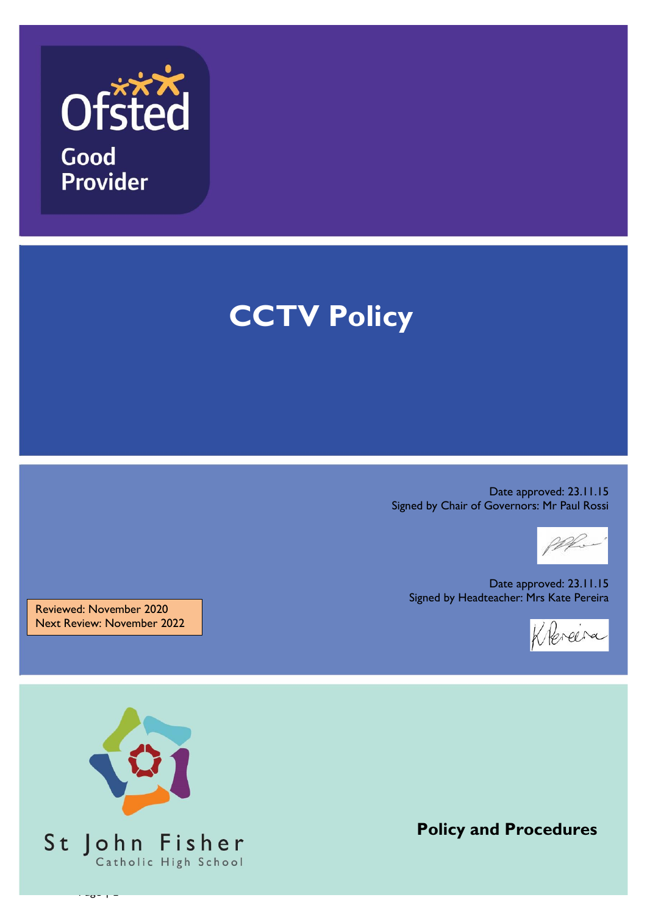Ofsted

Good Provider

# CCTV Policy

Date approved: 23.11.15
Signed by Chair of Governors: Mr Paul Rossi

Date approved: 23.11.15
Signed by Headteacher: Mrs Kate Pereira

Reviewed: November 2020
Next Review: November 2022

St John Fisher
Catholic High School

**Policy and Procedures**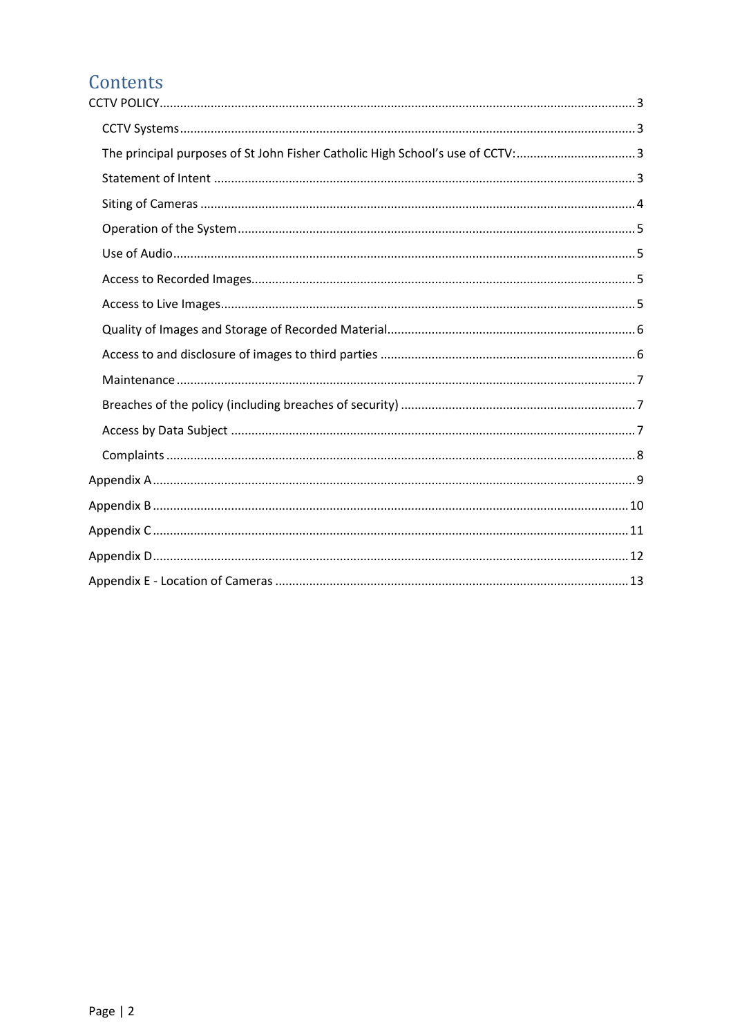# Contents

CCTV POLICY .......... 3

- CCTV Systems .......... 3
- The principal purposes of St John Fisher Catholic High School's use of CCTV: .......... 3
- Statement of Intent .......... 3
- Siting of Cameras .......... 4
- Operation of the System .......... 5
- Use of Audio .......... 5
- Access to Recorded Images .......... 5
- Access to Live Images .......... 5
- Quality of Images and Storage of Recorded Material .......... 6
- Access to and disclosure of images to third parties .......... 6
- Maintenance .......... 7
- Breaches of the policy (including breaches of security) .......... 7
- Access by Data Subject .......... 7
- Complaints .......... 8

Appendix A .......... 9

Appendix B .......... 10

Appendix C .......... 11

Appendix D .......... 12

Appendix E - Location of Cameras .......... 13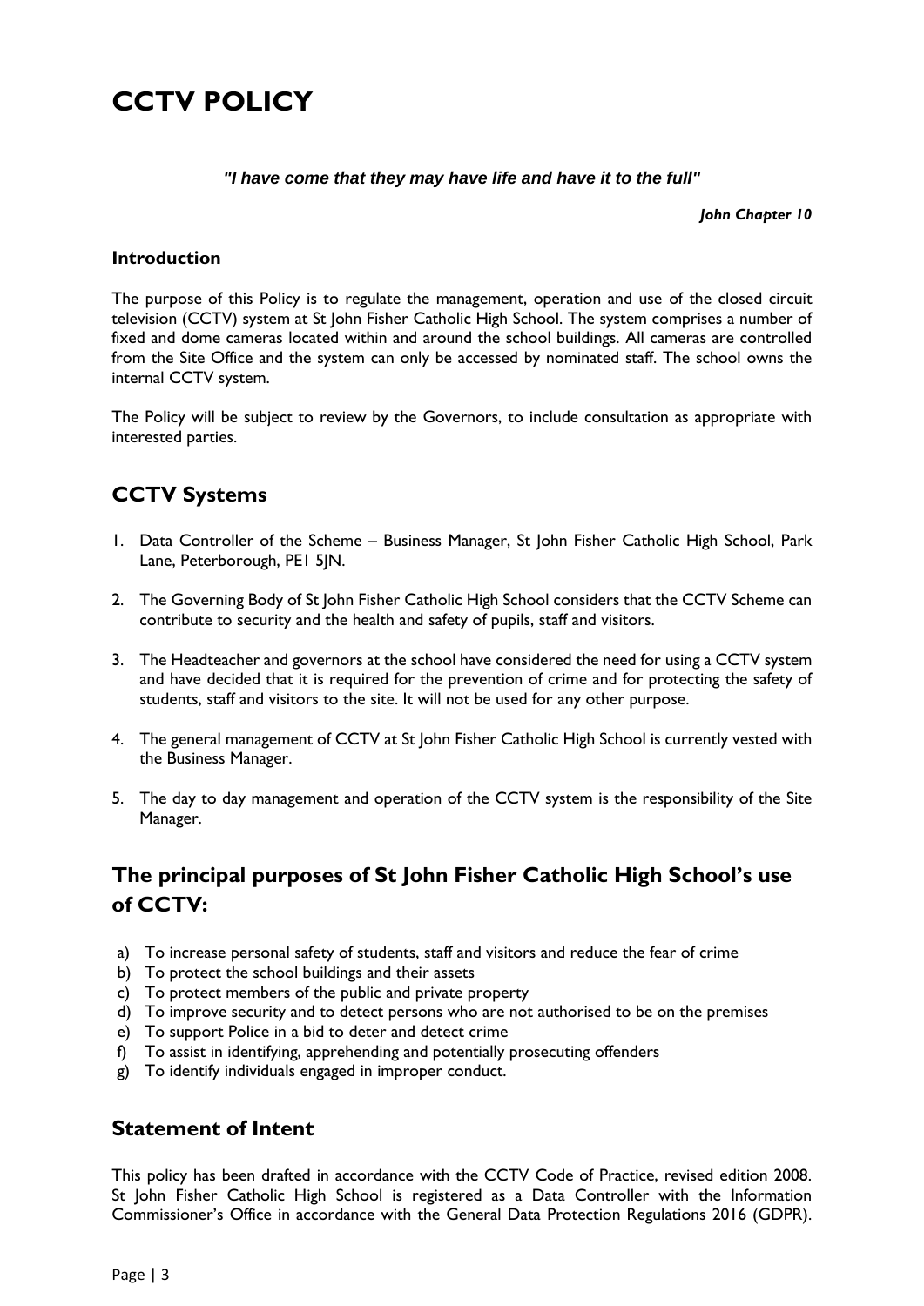# CCTV POLICY

***"I have come that they may have life and have it to the full"***

***John Chapter 10***

### Introduction

The purpose of this Policy is to regulate the management, operation and use of the closed circuit television (CCTV) system at St John Fisher Catholic High School. The system comprises a number of fixed and dome cameras located within and around the school buildings. All cameras are controlled from the Site Office and the system can only be accessed by nominated staff. The school owns the internal CCTV system.

The Policy will be subject to review by the Governors, to include consultation as appropriate with interested parties.

## CCTV Systems

1. Data Controller of the Scheme – Business Manager, St John Fisher Catholic High School, Park Lane, Peterborough, PE1 5JN.

2. The Governing Body of St John Fisher Catholic High School considers that the CCTV Scheme can contribute to security and the health and safety of pupils, staff and visitors.

3. The Headteacher and governors at the school have considered the need for using a CCTV system and have decided that it is required for the prevention of crime and for protecting the safety of students, staff and visitors to the site. It will not be used for any other purpose.

4. The general management of CCTV at St John Fisher Catholic High School is currently vested with the Business Manager.

5. The day to day management and operation of the CCTV system is the responsibility of the Site Manager.

## The principal purposes of St John Fisher Catholic High School's use of CCTV:

a) To increase personal safety of students, staff and visitors and reduce the fear of crime
b) To protect the school buildings and their assets
c) To protect members of the public and private property
d) To improve security and to detect persons who are not authorised to be on the premises
e) To support Police in a bid to deter and detect crime
f) To assist in identifying, apprehending and potentially prosecuting offenders
g) To identify individuals engaged in improper conduct.

## Statement of Intent

This policy has been drafted in accordance with the CCTV Code of Practice, revised edition 2008. St John Fisher Catholic High School is registered as a Data Controller with the Information Commissioner's Office in accordance with the General Data Protection Regulations 2016 (GDPR).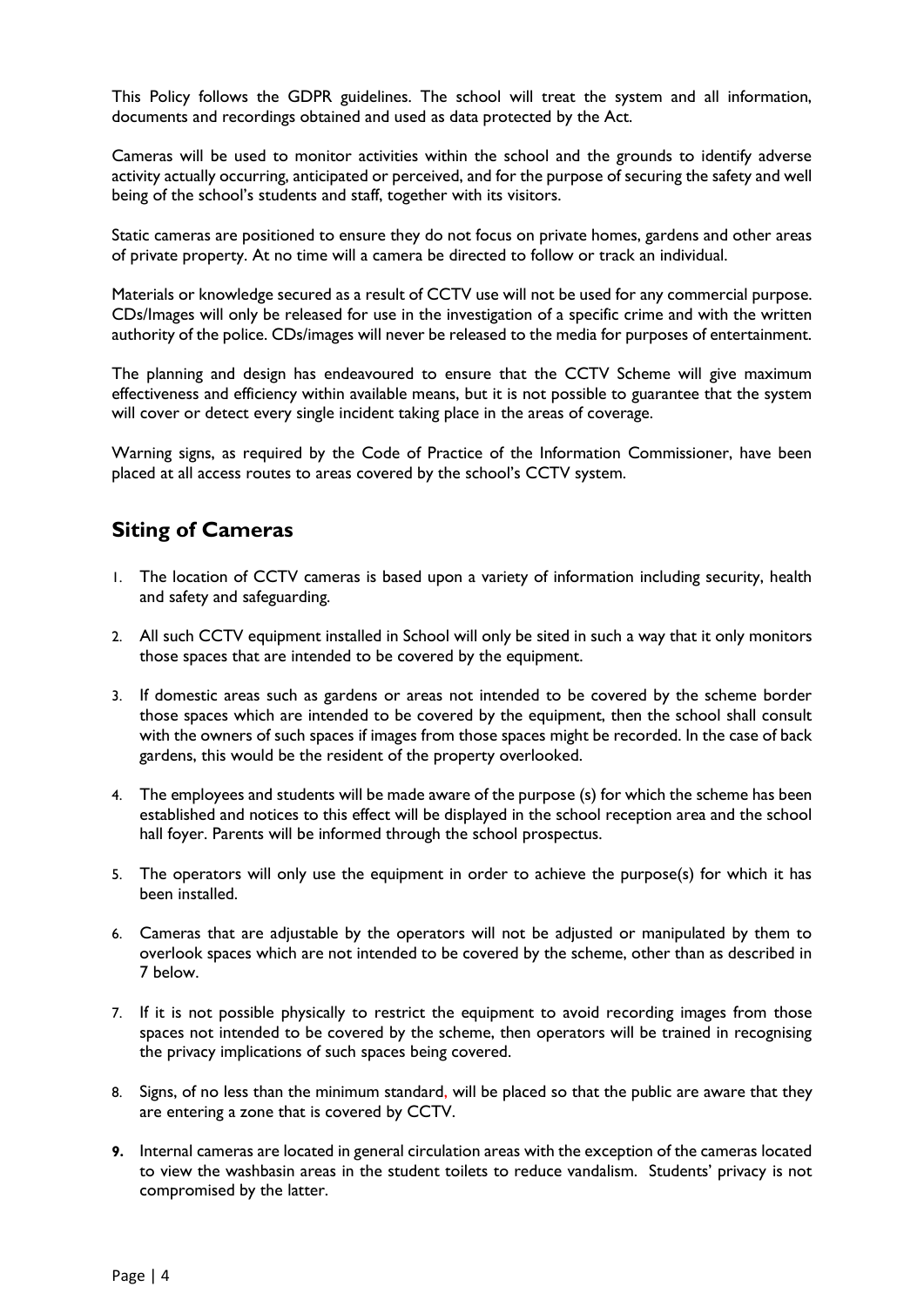This Policy follows the GDPR guidelines. The school will treat the system and all information, documents and recordings obtained and used as data protected by the Act.

Cameras will be used to monitor activities within the school and the grounds to identify adverse activity actually occurring, anticipated or perceived, and for the purpose of securing the safety and well being of the school's students and staff, together with its visitors.

Static cameras are positioned to ensure they do not focus on private homes, gardens and other areas of private property. At no time will a camera be directed to follow or track an individual.

Materials or knowledge secured as a result of CCTV use will not be used for any commercial purpose. CDs/Images will only be released for use in the investigation of a specific crime and with the written authority of the police. CDs/images will never be released to the media for purposes of entertainment.

The planning and design has endeavoured to ensure that the CCTV Scheme will give maximum effectiveness and efficiency within available means, but it is not possible to guarantee that the system will cover or detect every single incident taking place in the areas of coverage.

Warning signs, as required by the Code of Practice of the Information Commissioner, have been placed at all access routes to areas covered by the school's CCTV system.

## Siting of Cameras

1. The location of CCTV cameras is based upon a variety of information including security, health and safety and safeguarding.
2. All such CCTV equipment installed in School will only be sited in such a way that it only monitors those spaces that are intended to be covered by the equipment.
3. If domestic areas such as gardens or areas not intended to be covered by the scheme border those spaces which are intended to be covered by the equipment, then the school shall consult with the owners of such spaces if images from those spaces might be recorded. In the case of back gardens, this would be the resident of the property overlooked.
4. The employees and students will be made aware of the purpose (s) for which the scheme has been established and notices to this effect will be displayed in the school reception area and the school hall foyer. Parents will be informed through the school prospectus.
5. The operators will only use the equipment in order to achieve the purpose(s) for which it has been installed.
6. Cameras that are adjustable by the operators will not be adjusted or manipulated by them to overlook spaces which are not intended to be covered by the scheme, other than as described in 7 below.
7. If it is not possible physically to restrict the equipment to avoid recording images from those spaces not intended to be covered by the scheme, then operators will be trained in recognising the privacy implications of such spaces being covered.
8. Signs, of no less than the minimum standard, will be placed so that the public are aware that they are entering a zone that is covered by CCTV.
9. Internal cameras are located in general circulation areas with the exception of the cameras located to view the washbasin areas in the student toilets to reduce vandalism. Students' privacy is not compromised by the latter.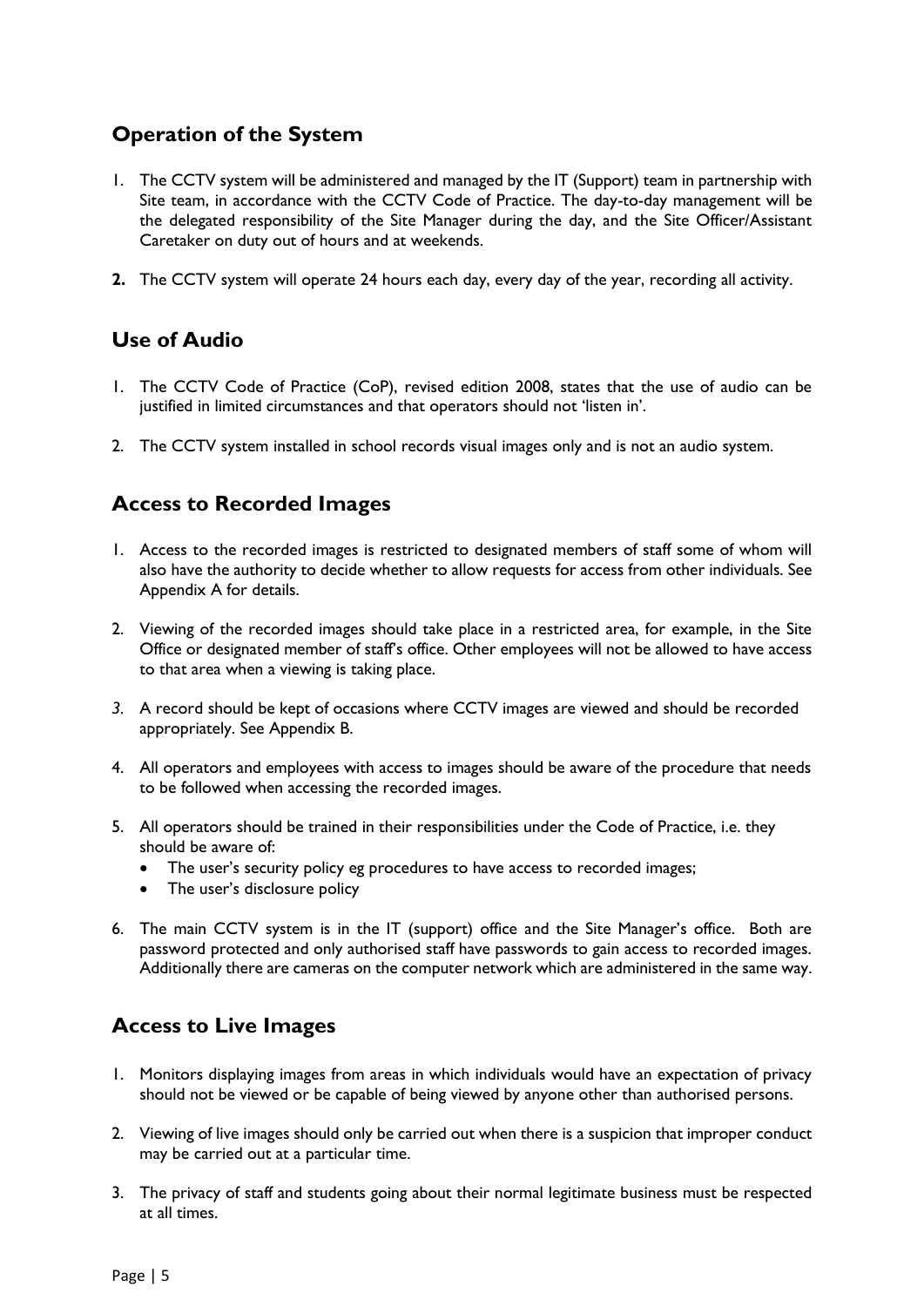## Operation of the System

1. The CCTV system will be administered and managed by the IT (Support) team in partnership with Site team, in accordance with the CCTV Code of Practice. The day-to-day management will be the delegated responsibility of the Site Manager during the day, and the Site Officer/Assistant Caretaker on duty out of hours and at weekends.

2. The CCTV system will operate 24 hours each day, every day of the year, recording all activity.

## Use of Audio

1. The CCTV Code of Practice (CoP), revised edition 2008, states that the use of audio can be justified in limited circumstances and that operators should not 'listen in'.

2. The CCTV system installed in school records visual images only and is not an audio system.

## Access to Recorded Images

1. Access to the recorded images is restricted to designated members of staff some of whom will also have the authority to decide whether to allow requests for access from other individuals. See Appendix A for details.

2. Viewing of the recorded images should take place in a restricted area, for example, in the Site Office or designated member of staff's office. Other employees will not be allowed to have access to that area when a viewing is taking place.

3. A record should be kept of occasions where CCTV images are viewed and should be recorded appropriately. See Appendix B.

4. All operators and employees with access to images should be aware of the procedure that needs to be followed when accessing the recorded images.

5. All operators should be trained in their responsibilities under the Code of Practice, i.e. they should be aware of:
   - The user's security policy eg procedures to have access to recorded images;
   - The user's disclosure policy

6. The main CCTV system is in the IT (support) office and the Site Manager's office. Both are password protected and only authorised staff have passwords to gain access to recorded images. Additionally there are cameras on the computer network which are administered in the same way.

## Access to Live Images

1. Monitors displaying images from areas in which individuals would have an expectation of privacy should not be viewed or be capable of being viewed by anyone other than authorised persons.

2. Viewing of live images should only be carried out when there is a suspicion that improper conduct may be carried out at a particular time.

3. The privacy of staff and students going about their normal legitimate business must be respected at all times.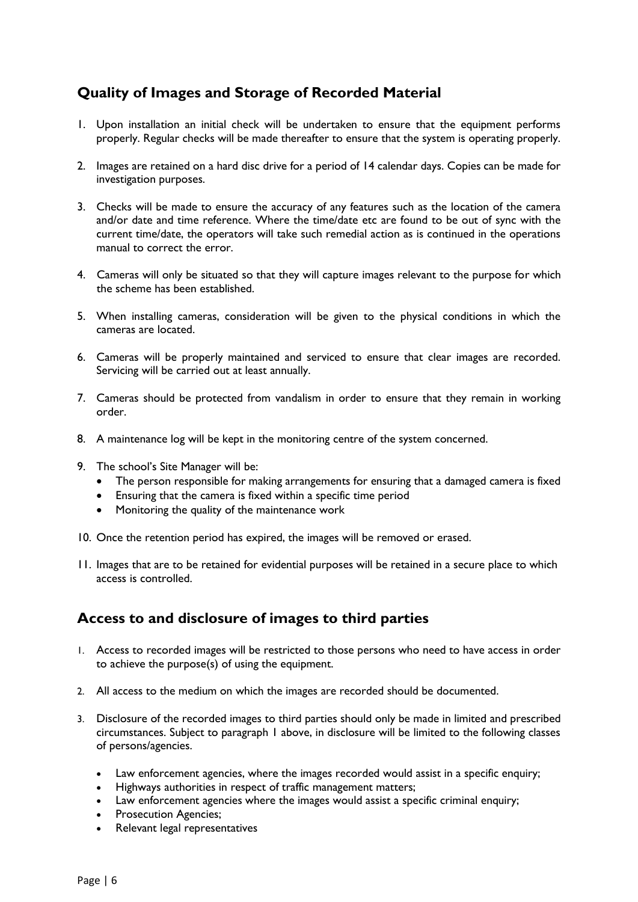## Quality of Images and Storage of Recorded Material

1. Upon installation an initial check will be undertaken to ensure that the equipment performs properly. Regular checks will be made thereafter to ensure that the system is operating properly.

2. Images are retained on a hard disc drive for a period of 14 calendar days. Copies can be made for investigation purposes.

3. Checks will be made to ensure the accuracy of any features such as the location of the camera and/or date and time reference. Where the time/date etc are found to be out of sync with the current time/date, the operators will take such remedial action as is continued in the operations manual to correct the error.

4. Cameras will only be situated so that they will capture images relevant to the purpose for which the scheme has been established.

5. When installing cameras, consideration will be given to the physical conditions in which the cameras are located.

6. Cameras will be properly maintained and serviced to ensure that clear images are recorded. Servicing will be carried out at least annually.

7. Cameras should be protected from vandalism in order to ensure that they remain in working order.

8. A maintenance log will be kept in the monitoring centre of the system concerned.

9. The school's Site Manager will be:
   - The person responsible for making arrangements for ensuring that a damaged camera is fixed
   - Ensuring that the camera is fixed within a specific time period
   - Monitoring the quality of the maintenance work

10. Once the retention period has expired, the images will be removed or erased.

11. Images that are to be retained for evidential purposes will be retained in a secure place to which access is controlled.

## Access to and disclosure of images to third parties

1. Access to recorded images will be restricted to those persons who need to have access in order to achieve the purpose(s) of using the equipment.

2. All access to the medium on which the images are recorded should be documented.

3. Disclosure of the recorded images to third parties should only be made in limited and prescribed circumstances. Subject to paragraph 1 above, in disclosure will be limited to the following classes of persons/agencies.

   - Law enforcement agencies, where the images recorded would assist in a specific enquiry;
   - Highways authorities in respect of traffic management matters;
   - Law enforcement agencies where the images would assist a specific criminal enquiry;
   - Prosecution Agencies;
   - Relevant legal representatives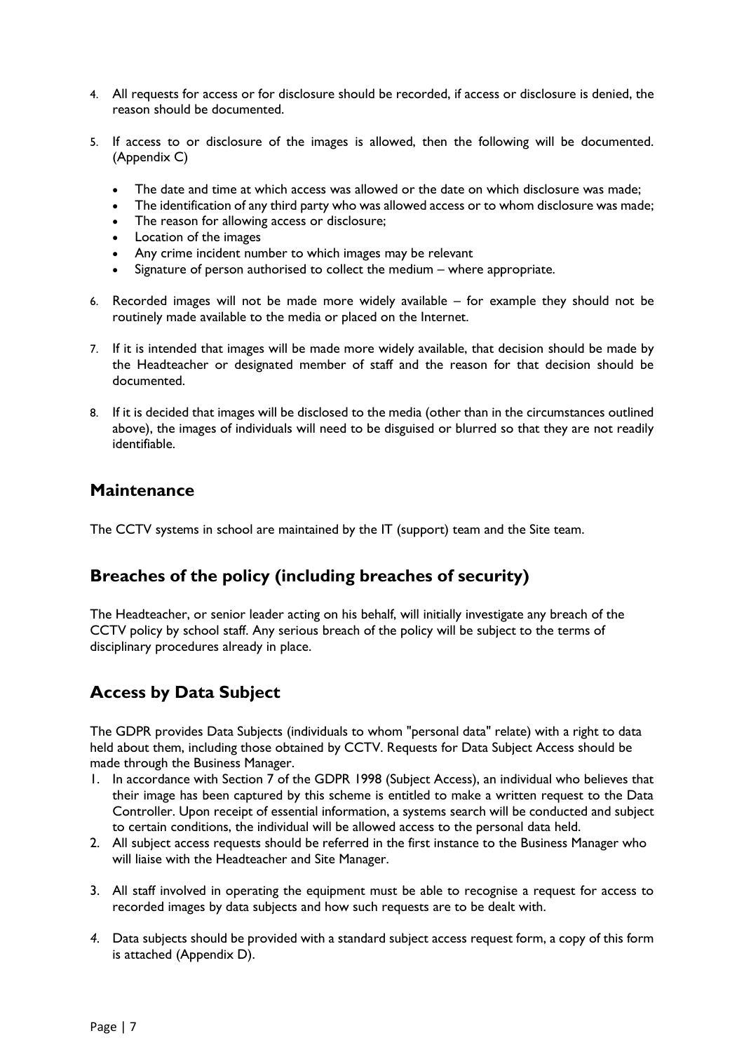4. All requests for access or for disclosure should be recorded, if access or disclosure is denied, the reason should be documented.

5. If access to or disclosure of the images is allowed, then the following will be documented. (Appendix C)

    - The date and time at which access was allowed or the date on which disclosure was made;
    - The identification of any third party who was allowed access or to whom disclosure was made;
    - The reason for allowing access or disclosure;
    - Location of the images
    - Any crime incident number to which images may be relevant
    - Signature of person authorised to collect the medium – where appropriate.

6. Recorded images will not be made more widely available – for example they should not be routinely made available to the media or placed on the Internet.

7. If it is intended that images will be made more widely available, that decision should be made by the Headteacher or designated member of staff and the reason for that decision should be documented.

8. If it is decided that images will be disclosed to the media (other than in the circumstances outlined above), the images of individuals will need to be disguised or blurred so that they are not readily identifiable.

## Maintenance

The CCTV systems in school are maintained by the IT (support) team and the Site team.

## Breaches of the policy (including breaches of security)

The Headteacher, or senior leader acting on his behalf, will initially investigate any breach of the CCTV policy by school staff. Any serious breach of the policy will be subject to the terms of disciplinary procedures already in place.

## Access by Data Subject

The GDPR provides Data Subjects (individuals to whom "personal data" relate) with a right to data held about them, including those obtained by CCTV. Requests for Data Subject Access should be made through the Business Manager.

1. In accordance with Section 7 of the GDPR 1998 (Subject Access), an individual who believes that their image has been captured by this scheme is entitled to make a written request to the Data Controller. Upon receipt of essential information, a systems search will be conducted and subject to certain conditions, the individual will be allowed access to the personal data held.
2. All subject access requests should be referred in the first instance to the Business Manager who will liaise with the Headteacher and Site Manager.

3. All staff involved in operating the equipment must be able to recognise a request for access to recorded images by data subjects and how such requests are to be dealt with.

4. Data subjects should be provided with a standard subject access request form, a copy of this form is attached (Appendix D).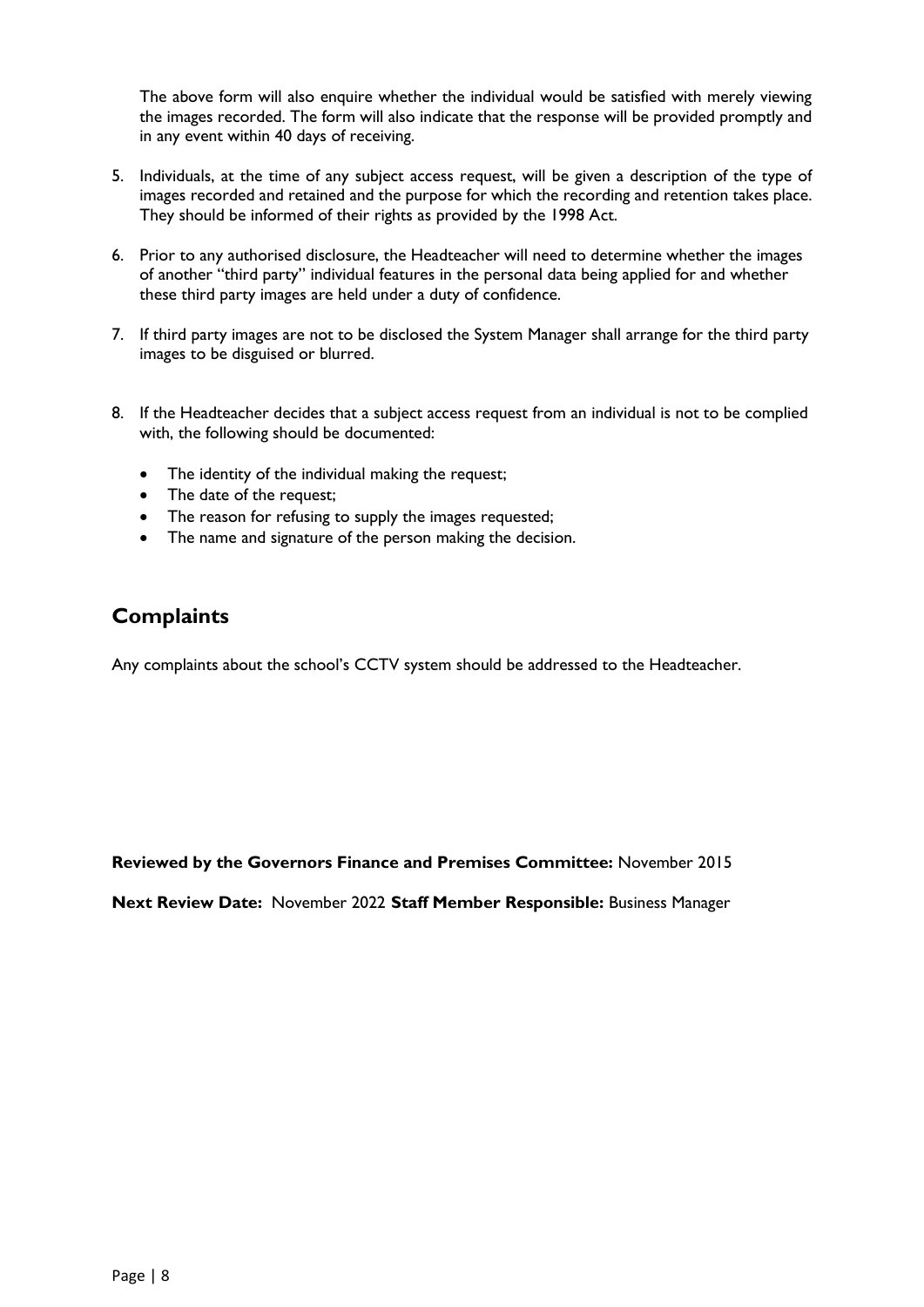The above form will also enquire whether the individual would be satisfied with merely viewing the images recorded. The form will also indicate that the response will be provided promptly and in any event within 40 days of receiving.

5. Individuals, at the time of any subject access request, will be given a description of the type of images recorded and retained and the purpose for which the recording and retention takes place. They should be informed of their rights as provided by the 1998 Act.

6. Prior to any authorised disclosure, the Headteacher will need to determine whether the images of another "third party" individual features in the personal data being applied for and whether these third party images are held under a duty of confidence.

7. If third party images are not to be disclosed the System Manager shall arrange for the third party images to be disguised or blurred.

8. If the Headteacher decides that a subject access request from an individual is not to be complied with, the following should be documented:

   - The identity of the individual making the request;
   - The date of the request;
   - The reason for refusing to supply the images requested;
   - The name and signature of the person making the decision.

## Complaints

Any complaints about the school's CCTV system should be addressed to the Headteacher.

**Reviewed by the Governors Finance and Premises Committee:** November 2015

**Next Review Date:** November 2022 **Staff Member Responsible:** Business Manager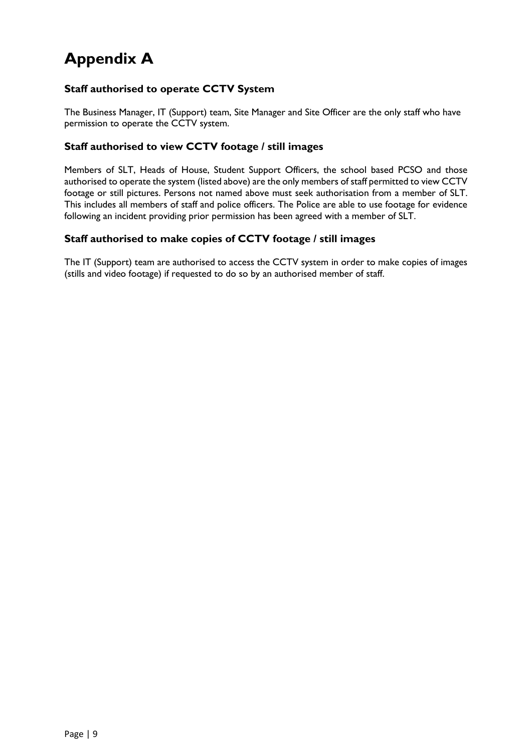# Appendix A

### Staff authorised to operate CCTV System

The Business Manager, IT (Support) team, Site Manager and Site Officer are the only staff who have permission to operate the CCTV system.

### Staff authorised to view CCTV footage / still images

Members of SLT, Heads of House, Student Support Officers, the school based PCSO and those authorised to operate the system (listed above) are the only members of staff permitted to view CCTV footage or still pictures. Persons not named above must seek authorisation from a member of SLT. This includes all members of staff and police officers. The Police are able to use footage for evidence following an incident providing prior permission has been agreed with a member of SLT.

### Staff authorised to make copies of CCTV footage / still images

The IT (Support) team are authorised to access the CCTV system in order to make copies of images (stills and video footage) if requested to do so by an authorised member of staff.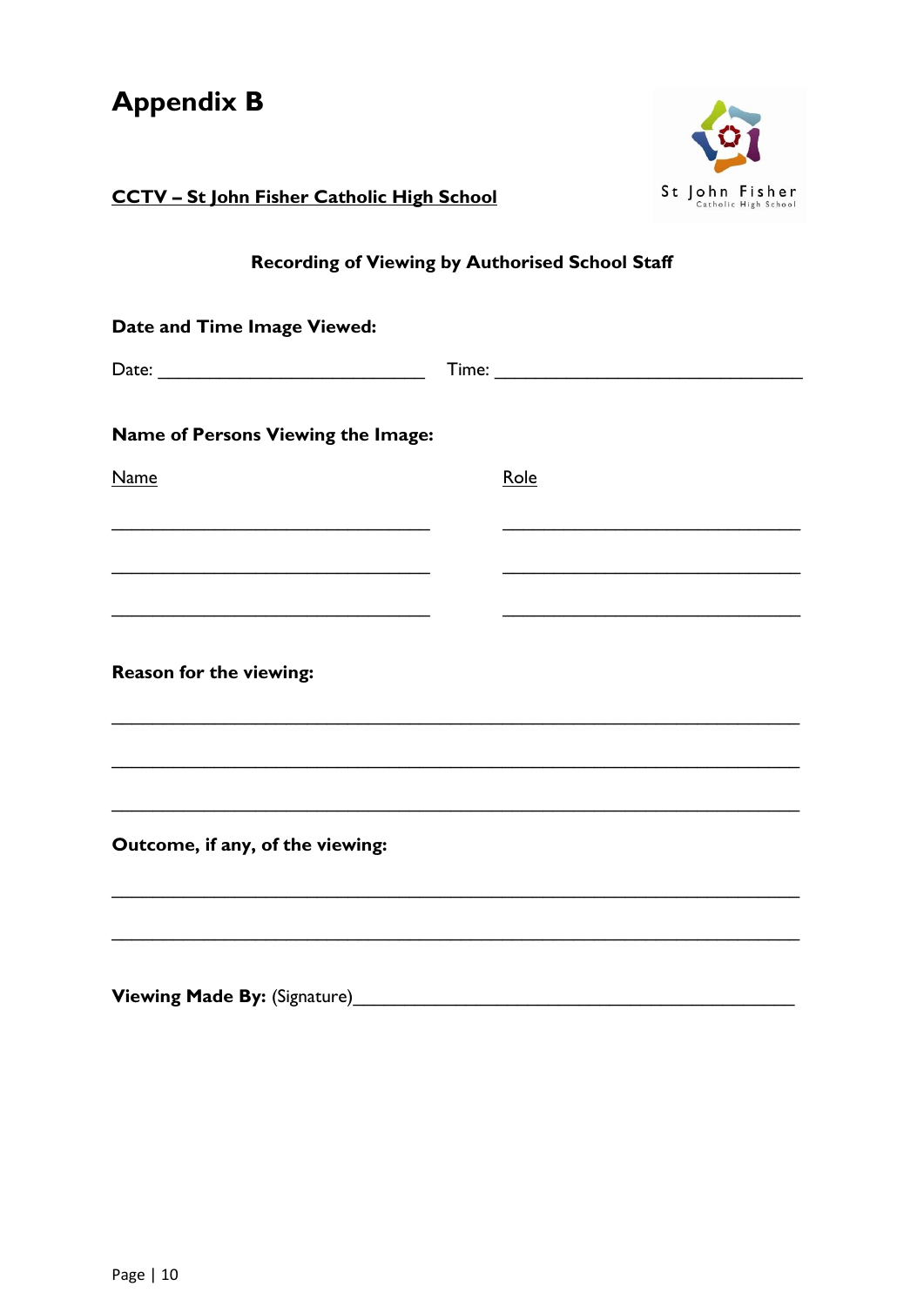# Appendix B

**CCTV – St John Fisher Catholic High School**

St John Fisher
Catholic High School

**Recording of Viewing by Authorised School Staff**

**Date and Time Image Viewed:**

Date: ____________________________ Time: ________________________________

**Name of Persons Viewing the Image:**

| Name | Role |
| --- | --- |
| _________________________________ | ______________________________ |
| _________________________________ | ______________________________ |
| _________________________________ | ______________________________ |

**Reason for the viewing:**

________________________________________________________________________

________________________________________________________________________

________________________________________________________________________

**Outcome, if any, of the viewing:**

________________________________________________________________________

________________________________________________________________________

**Viewing Made By:** (Signature)_____________________________________________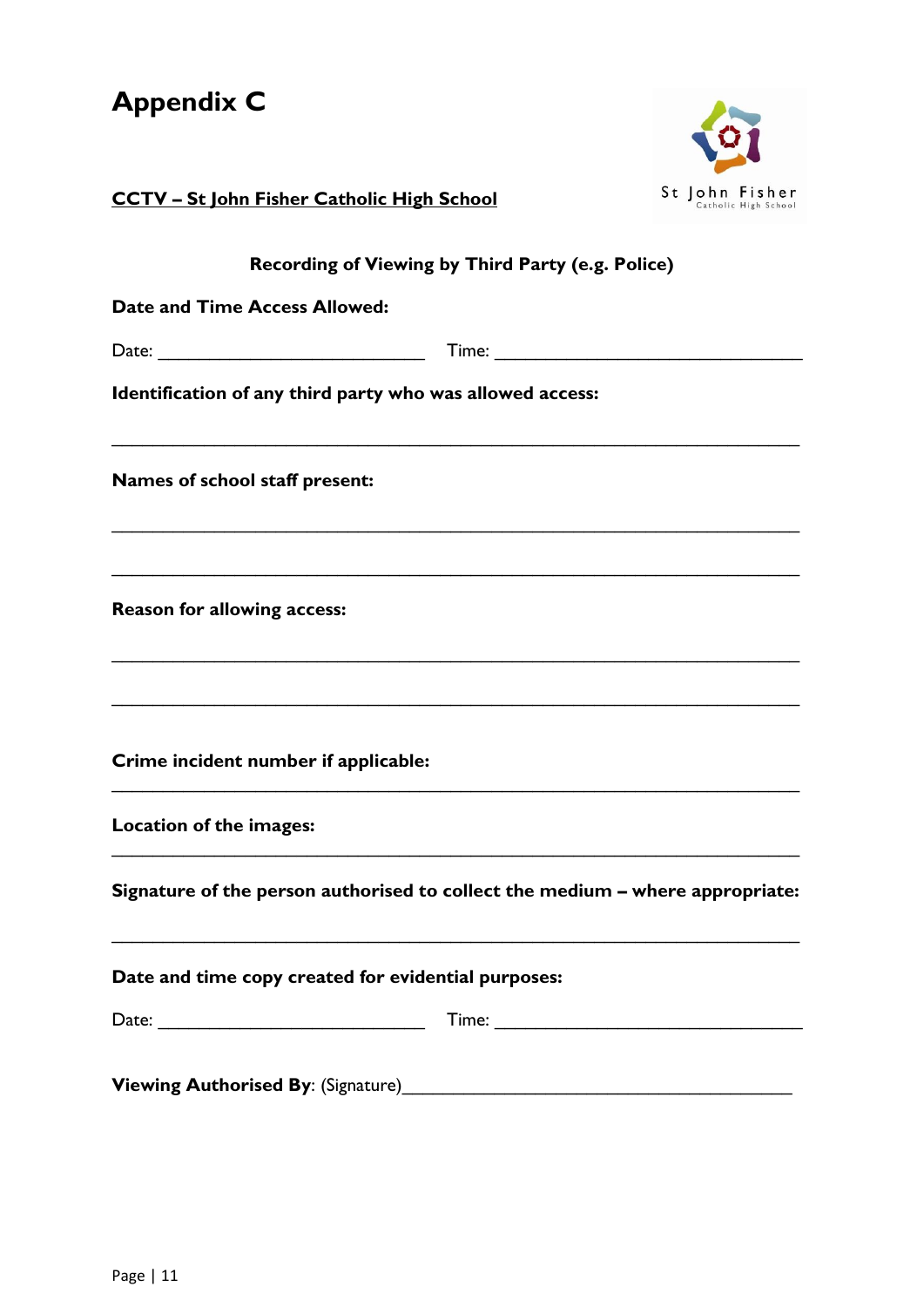# Appendix C

**CCTV – St John Fisher Catholic High School**

St John Fisher
Catholic High School

**Recording of Viewing by Third Party (e.g. Police)**

**Date and Time Access Allowed:**

Date: ____________________________ Time: ________________________________

**Identification of any third party who was allowed access:**

_________________________________________________________________________

**Names of school staff present:**

_________________________________________________________________________

_________________________________________________________________________

**Reason for allowing access:**

_________________________________________________________________________

_________________________________________________________________________

**Crime incident number if applicable:**

_________________________________________________________________________

**Location of the images:**

_________________________________________________________________________

**Signature of the person authorised to collect the medium – where appropriate:**

_________________________________________________________________________

**Date and time copy created for evidential purposes:**

Date: ____________________________ Time: ________________________________

**Viewing Authorised By**: (Signature)________________________________________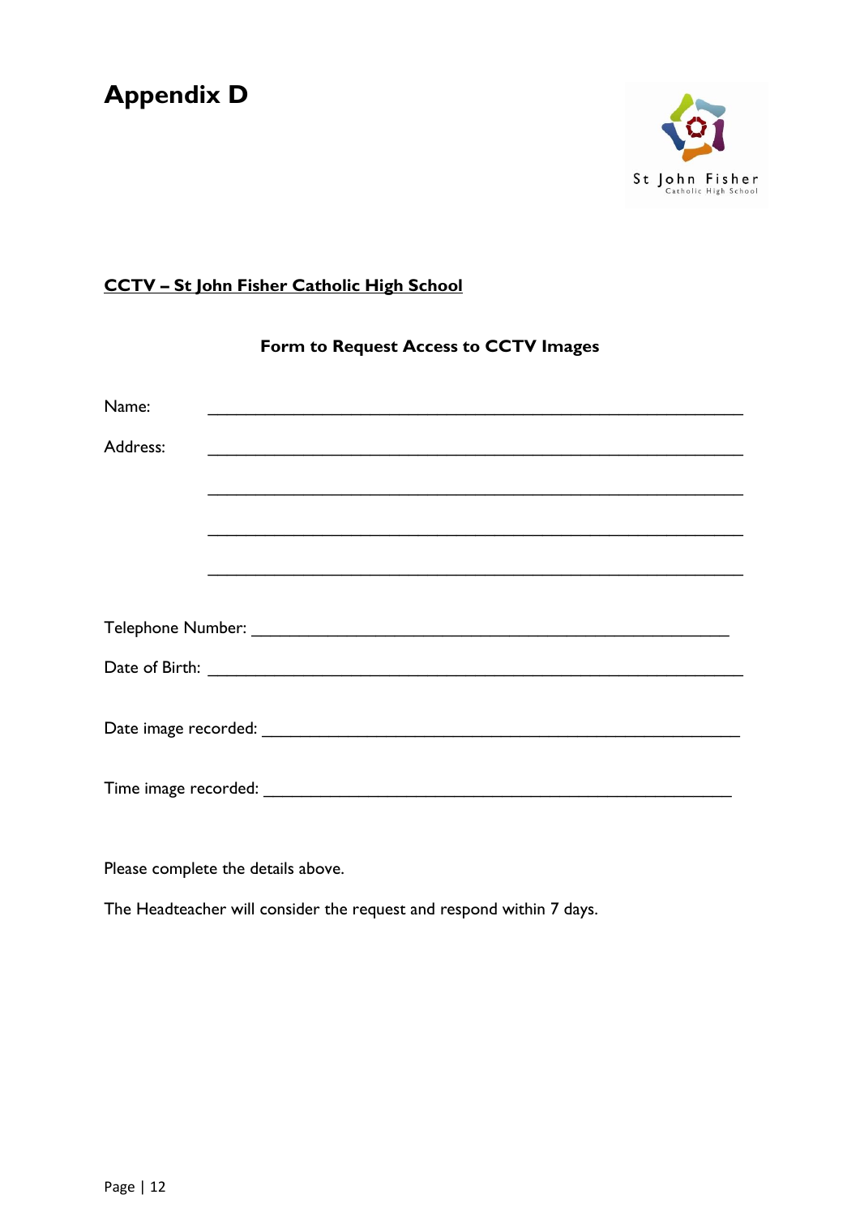# Appendix D

St John Fisher
Catholic High School

**CCTV – St John Fisher Catholic High School**

**Form to Request Access to CCTV Images**

Name: ____________________________________________________________

Address: ____________________________________________________________

____________________________________________________________

____________________________________________________________

____________________________________________________________

Telephone Number: ____________________________________________________

Date of Birth: ________________________________________________________

Date image recorded: __________________________________________________

Time image recorded: __________________________________________________

Please complete the details above.

The Headteacher will consider the request and respond within 7 days.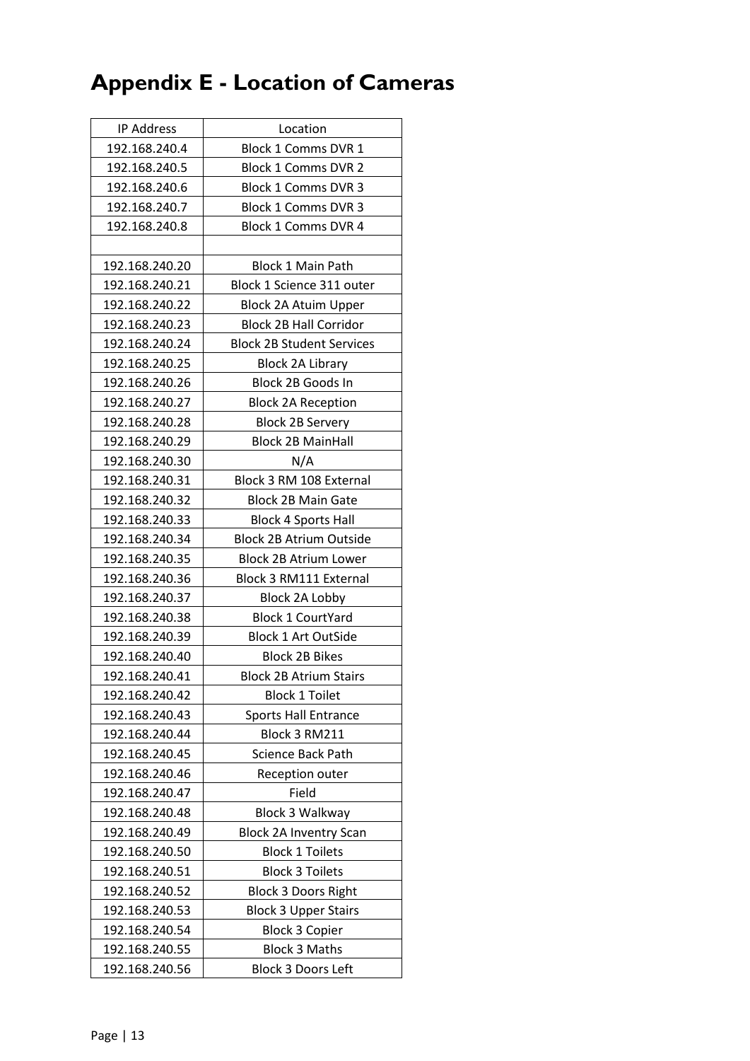# Appendix E - Location of Cameras

| IP Address | Location |
|---|---|
| 192.168.240.4 | Block 1 Comms DVR 1 |
| 192.168.240.5 | Block 1 Comms DVR 2 |
| 192.168.240.6 | Block 1 Comms DVR 3 |
| 192.168.240.7 | Block 1 Comms DVR 3 |
| 192.168.240.8 | Block 1 Comms DVR 4 |
| | |
| 192.168.240.20 | Block 1 Main Path |
| 192.168.240.21 | Block 1 Science 311 outer |
| 192.168.240.22 | Block 2A Atuim Upper |
| 192.168.240.23 | Block 2B Hall Corridor |
| 192.168.240.24 | Block 2B Student Services |
| 192.168.240.25 | Block 2A Library |
| 192.168.240.26 | Block 2B Goods In |
| 192.168.240.27 | Block 2A Reception |
| 192.168.240.28 | Block 2B Servery |
| 192.168.240.29 | Block 2B MainHall |
| 192.168.240.30 | N/A |
| 192.168.240.31 | Block 3 RM 108 External |
| 192.168.240.32 | Block 2B Main Gate |
| 192.168.240.33 | Block 4 Sports Hall |
| 192.168.240.34 | Block 2B Atrium Outside |
| 192.168.240.35 | Block 2B Atrium Lower |
| 192.168.240.36 | Block 3 RM111 External |
| 192.168.240.37 | Block 2A Lobby |
| 192.168.240.38 | Block 1 CourtYard |
| 192.168.240.39 | Block 1 Art OutSide |
| 192.168.240.40 | Block 2B Bikes |
| 192.168.240.41 | Block 2B Atrium Stairs |
| 192.168.240.42 | Block 1 Toilet |
| 192.168.240.43 | Sports Hall Entrance |
| 192.168.240.44 | Block 3 RM211 |
| 192.168.240.45 | Science Back Path |
| 192.168.240.46 | Reception outer |
| 192.168.240.47 | Field |
| 192.168.240.48 | Block 3 Walkway |
| 192.168.240.49 | Block 2A Inventry Scan |
| 192.168.240.50 | Block 1 Toilets |
| 192.168.240.51 | Block 3 Toilets |
| 192.168.240.52 | Block 3 Doors Right |
| 192.168.240.53 | Block 3 Upper Stairs |
| 192.168.240.54 | Block 3 Copier |
| 192.168.240.55 | Block 3 Maths |
| 192.168.240.56 | Block 3 Doors Left |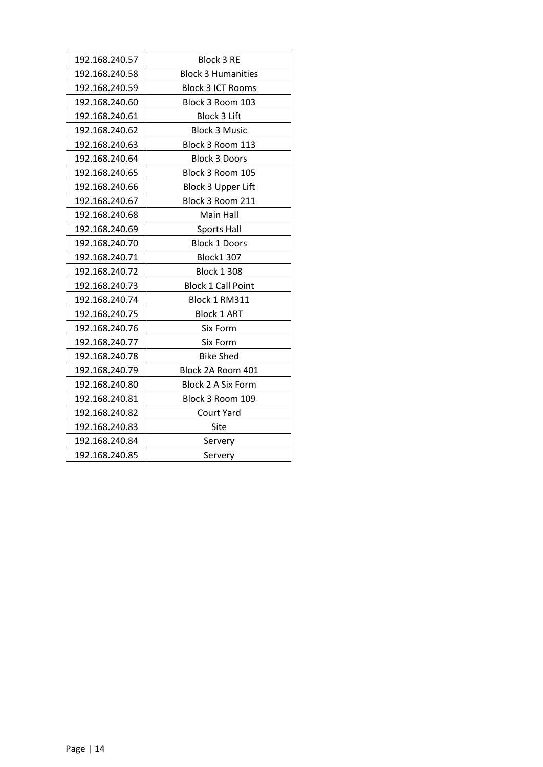| | |
|---|---|
| 192.168.240.57 | Block 3 RE |
| 192.168.240.58 | Block 3 Humanities |
| 192.168.240.59 | Block 3 ICT Rooms |
| 192.168.240.60 | Block 3 Room 103 |
| 192.168.240.61 | Block 3 Lift |
| 192.168.240.62 | Block 3 Music |
| 192.168.240.63 | Block 3 Room 113 |
| 192.168.240.64 | Block 3 Doors |
| 192.168.240.65 | Block 3 Room 105 |
| 192.168.240.66 | Block 3 Upper Lift |
| 192.168.240.67 | Block 3 Room 211 |
| 192.168.240.68 | Main Hall |
| 192.168.240.69 | Sports Hall |
| 192.168.240.70 | Block 1 Doors |
| 192.168.240.71 | Block1 307 |
| 192.168.240.72 | Block 1 308 |
| 192.168.240.73 | Block 1 Call Point |
| 192.168.240.74 | Block 1 RM311 |
| 192.168.240.75 | Block 1 ART |
| 192.168.240.76 | Six Form |
| 192.168.240.77 | Six Form |
| 192.168.240.78 | Bike Shed |
| 192.168.240.79 | Block 2A Room 401 |
| 192.168.240.80 | Block 2 A Six Form |
| 192.168.240.81 | Block 3 Room 109 |
| 192.168.240.82 | Court Yard |
| 192.168.240.83 | Site |
| 192.168.240.84 | Servery |
| 192.168.240.85 | Servery |